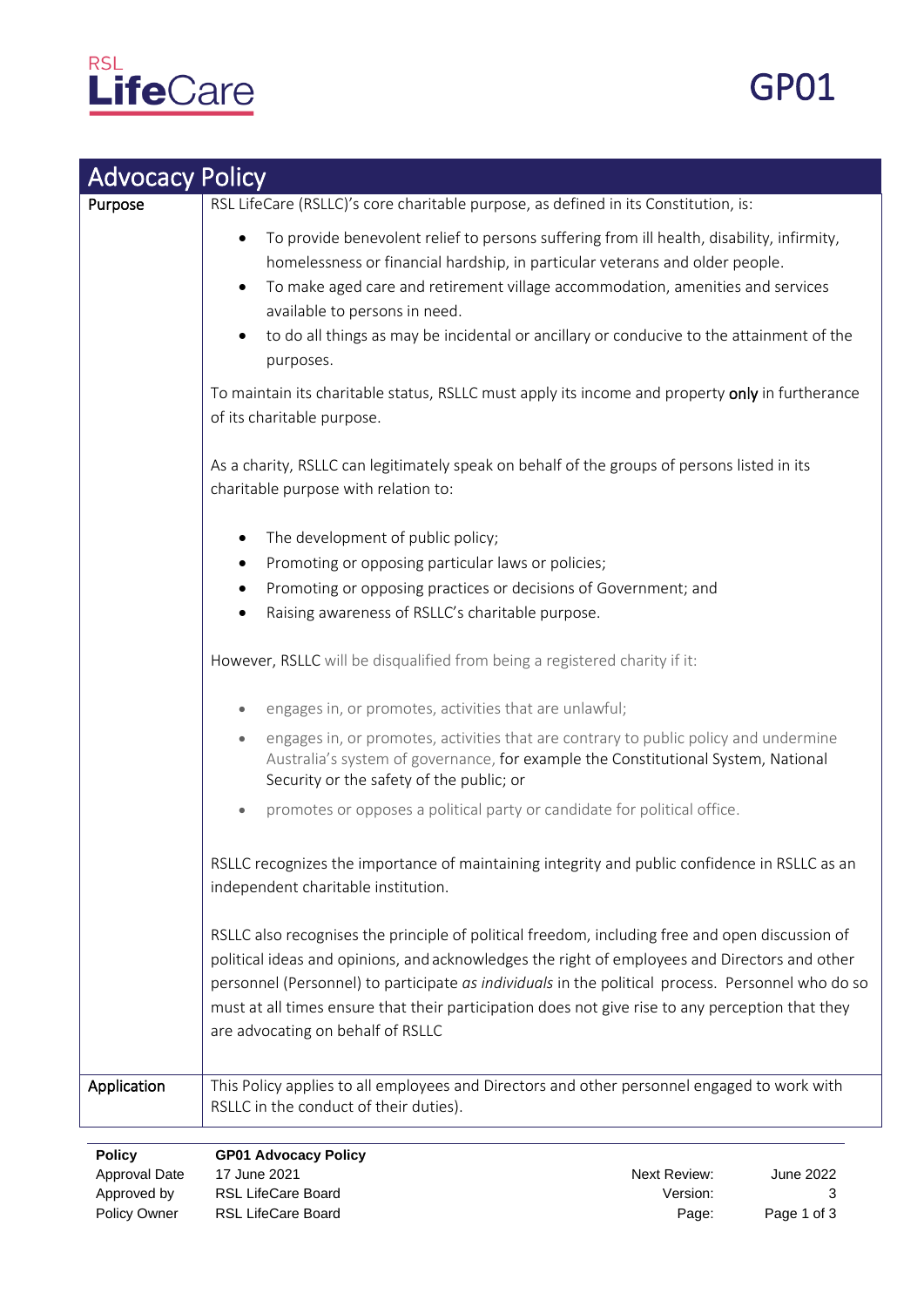RSL LifeCare

GP01

# Advocacy Policy

## Purpose

RSL LifeCare (RSLLC)'s core charitable purpose, as defined in its Constitution, is:

- To provide benevolent relief to persons suffering from ill health, disability, infirmity, homelessness or financial hardship, in particular veterans and older people.
- To make aged care and retirement village accommodation, amenities and services available to persons in need.
- to do all things as may be incidental or ancillary or conducive to the attainment of the purposes.

To maintain its charitable status, RSLLC must apply its income and property **only** in furtherance of its charitable purpose.

As a charity, RSLLC can legitimately speak on behalf of the groups of persons listed in its charitable purpose with relation to:

- The development of public policy;
- Promoting or opposing particular laws or policies;
- Promoting or opposing practices or decisions of Government; and
- Raising awareness of RSLLC's charitable purpose.

However, RSLLC will be disqualified from being a registered charity if it:

- engages in, or promotes, activities that are unlawful;
- engages in, or promotes, activities that are contrary to public policy and undermine Australia's system of governance, for example the Constitutional System, National Security or the safety of the public; or
- promotes or opposes a political party or candidate for political office.

RSLLC recognizes the importance of maintaining integrity and public confidence in RSLLC as an independent charitable institution.

RSLLC also recognises the principle of political freedom, including free and open discussion of political ideas and opinions, and acknowledges the right of employees and Directors and other personnel (Personnel) to participate *as individuals* in the political process. Personnel who do so must at all times ensure that their participation does not give rise to any perception that they are advocating on behalf of RSLLC

## Application

This Policy applies to all employees and Directors and other personnel engaged to work with RSLLC in the conduct of their duties).

| **Policy** | **GP01 Advocacy Policy** | | |
|---|---|---|---|
| Approval Date | 17 June 2021 | Next Review: | June 2022 |
| Approved by | RSL LifeCare Board | Version: | 3 |
| Policy Owner | RSL LifeCare Board | | |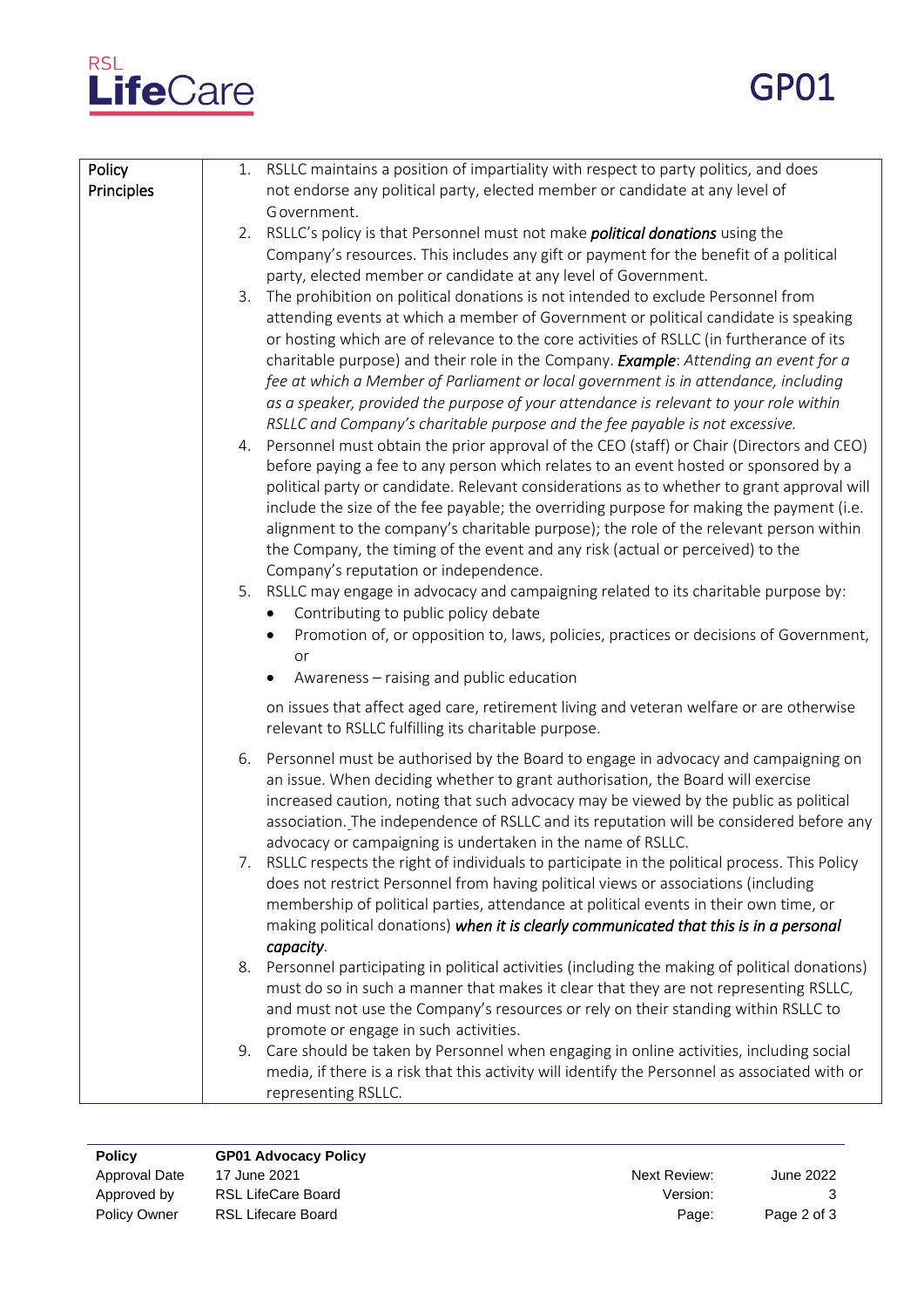| Policy Principles | 1. RSLLC maintains a position of impartiality with respect to party politics, and does not endorse any political party, elected member or candidate at any level of Government.<br>2. RSLLC's policy is that Personnel must not make ***political donations*** using the Company's resources. This includes any gift or payment for the benefit of a political party, elected member or candidate at any level of Government.<br>3. The prohibition on political donations is not intended to exclude Personnel from attending events at which a member of Government or political candidate is speaking or hosting which are of relevance to the core activities of RSLLC (in furtherance of its charitable purpose) and their role in the Company. ***Example***: *Attending an event for a fee at which a Member of Parliament or local government is in attendance, including as a speaker, provided the purpose of your attendance is relevant to your role within RSLLC and Company's charitable purpose and the fee payable is not excessive.*<br>4. Personnel must obtain the prior approval of the CEO (staff) or Chair (Directors and CEO) before paying a fee to any person which relates to an event hosted or sponsored by a political party or candidate. Relevant considerations as to whether to grant approval will include the size of the fee payable; the overriding purpose for making the payment (i.e. alignment to the company's charitable purpose); the role of the relevant person within the Company, the timing of the event and any risk (actual or perceived) to the Company's reputation or independence.<br>5. RSLLC may engage in advocacy and campaigning related to its charitable purpose by:<br>• Contributing to public policy debate<br>• Promotion of, or opposition to, laws, policies, practices or decisions of Government, or<br>• Awareness – raising and public education<br><br>on issues that affect aged care, retirement living and veteran welfare or are otherwise relevant to RSLLC fulfilling its charitable purpose.<br><br>6. Personnel must be authorised by the Board to engage in advocacy and campaigning on an issue. When deciding whether to grant authorisation, the Board will exercise increased caution, noting that such advocacy may be viewed by the public as political association. The independence of RSLLC and its reputation will be considered before any advocacy or campaigning is undertaken in the name of RSLLC.<br>7. RSLLC respects the right of individuals to participate in the political process. This Policy does not restrict Personnel from having political views or associations (including membership of political parties, attendance at political events in their own time, or making political donations) ***when it is clearly communicated that this is in a personal capacity***.<br>8. Personnel participating in political activities (including the making of political donations) must do so in such a manner that makes it clear that they are not representing RSLLC, and must not use the Company's resources or rely on their standing within RSLLC to promote or engage in such activities.<br>9. Care should be taken by Personnel when engaging in online activities, including social media, if there is a risk that this activity will identify the Personnel as associated with or representing RSLLC. |
|---|---|

| | | | |
|---|---|---|---|
| **Policy** | **GP01 Advocacy Policy** | | |
| Approval Date | 17 June 2021 | Next Review: | June 2022 |
| Approved by | RSL LifeCare Board | Version: | 3 |
| Policy Owner | RSL Lifecare Board | | |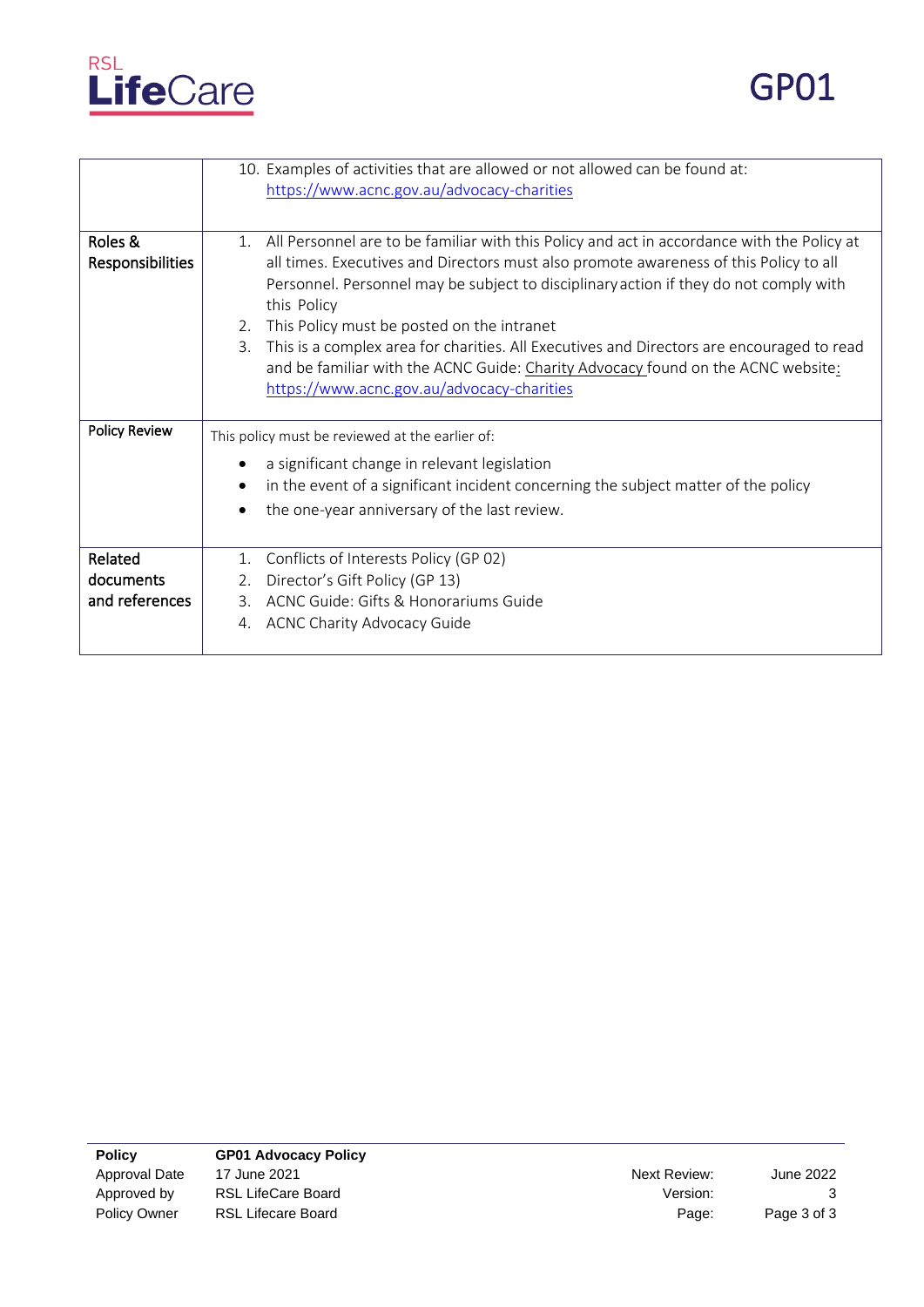| | |
|---|---|
| | 10. Examples of activities that are allowed or not allowed can be found at: https://www.acnc.gov.au/advocacy-charities |
| **Roles & Responsibilities** | 1. All Personnel are to be familiar with this Policy and act in accordance with the Policy at all times. Executives and Directors must also promote awareness of this Policy to all Personnel. Personnel may be subject to disciplinary action if they do not comply with this Policy<br>2. This Policy must be posted on the intranet<br>3. This is a complex area for charities. All Executives and Directors are encouraged to read and be familiar with the ACNC Guide: Charity Advocacy found on the ACNC website: https://www.acnc.gov.au/advocacy-charities |
| **Policy Review** | This policy must be reviewed at the earlier of:<br>• a significant change in relevant legislation<br>• in the event of a significant incident concerning the subject matter of the policy<br>• the one-year anniversary of the last review. |
| **Related documents and references** | 1. Conflicts of Interests Policy (GP 02)<br>2. Director's Gift Policy (GP 13)<br>3. ACNC Guide: Gifts & Honorariums Guide<br>4. ACNC Charity Advocacy Guide |

| | | | |
|---|---|---|---|
| **Policy** | **GP01 Advocacy Policy** | | |
| Approval Date | 17 June 2021 | Next Review: | June 2022 |
| Approved by | RSL LifeCare Board | Version: | 3 |
| Policy Owner | RSL Lifecare Board | | |